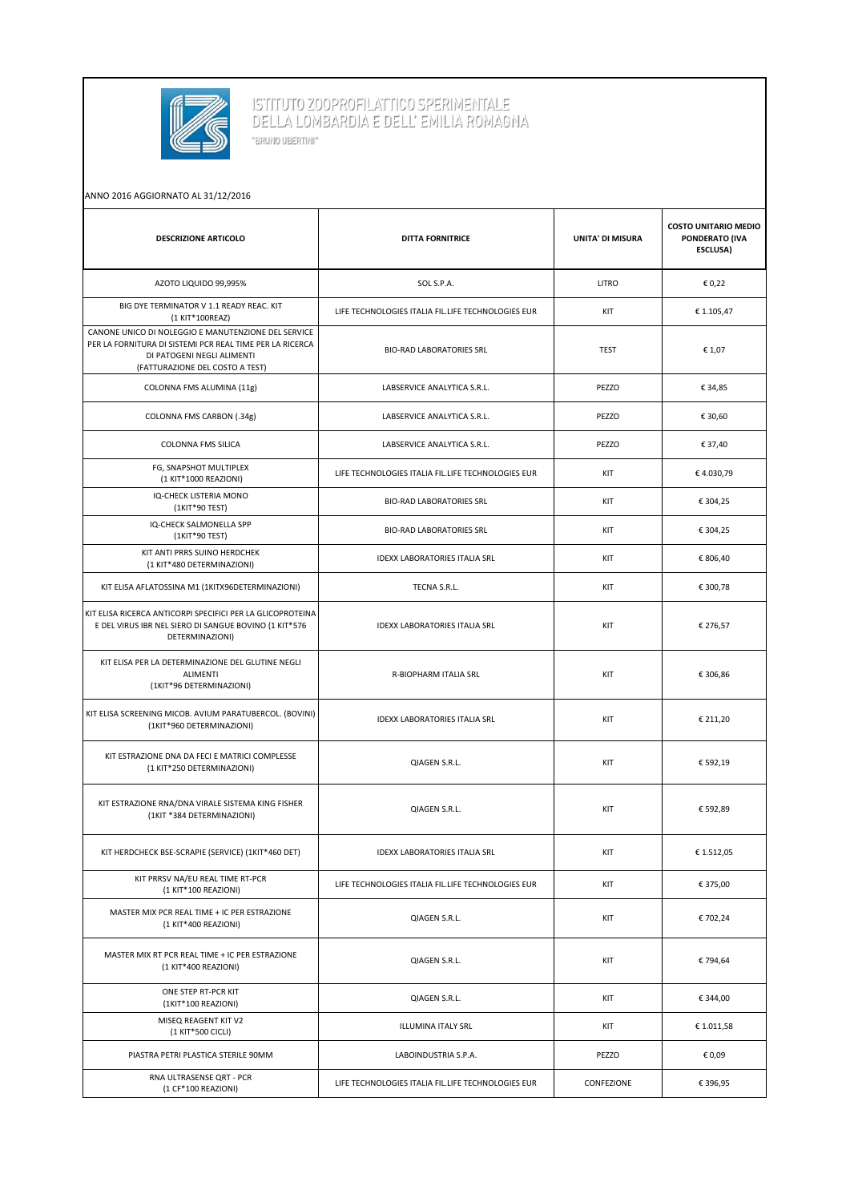# ISTITUTO ZOOPROFILATTICO SPERIMENTALE DELLA LOMBARDIA E DELL' EMILIA ROMAGNA

"BRUNO UBERTINI"

ANNO 2016 AGGIORNATO AL 31/12/2016

| DESCRIZIONE ARTICOLO | DITTA FORNITRICE | UNITA' DI MISURA | COSTO UNITARIO MEDIO PONDERATO (IVA ESCLUSA) |
|---|---|---|---|
| AZOTO LIQUIDO 99,995% | SOL S.P.A. | LITRO | € 0,22 |
| BIG DYE TERMINATOR V 1.1 READY REAC. KIT (1 KIT*100REAZ) | LIFE TECHNOLOGIES ITALIA FIL.LIFE TECHNOLOGIES EUR | KIT | € 1.105,47 |
| CANONE UNICO DI NOLEGGIO E MANUTENZIONE DEL SERVICE PER LA FORNITURA DI SISTEMI PCR REAL TIME PER LA RICERCA DI PATOGENI NEGLI ALIMENTI (FATTURAZIONE DEL COSTO A TEST) | BIO-RAD LABORATORIES SRL | TEST | € 1,07 |
| COLONNA FMS ALUMINA (11g) | LABSERVICE ANALYTICA S.R.L. | PEZZO | € 34,85 |
| COLONNA FMS CARBON (.34g) | LABSERVICE ANALYTICA S.R.L. | PEZZO | € 30,60 |
| COLONNA FMS SILICA | LABSERVICE ANALYTICA S.R.L. | PEZZO | € 37,40 |
| FG, SNAPSHOT MULTIPLEX (1 KIT*1000 REAZIONI) | LIFE TECHNOLOGIES ITALIA FIL.LIFE TECHNOLOGIES EUR | KIT | € 4.030,79 |
| IQ-CHECK LISTERIA MONO (1KIT*90 TEST) | BIO-RAD LABORATORIES SRL | KIT | € 304,25 |
| IQ-CHECK SALMONELLA SPP (1KIT*90 TEST) | BIO-RAD LABORATORIES SRL | KIT | € 304,25 |
| KIT ANTI PRRS SUINO HERDCHEK (1 KIT*480 DETERMINAZIONI) | IDEXX LABORATORIES ITALIA SRL | KIT | € 806,40 |
| KIT ELISA AFLATOSSINA M1 (1KITX96DETERMINAZIONI) | TECNA S.R.L. | KIT | € 300,78 |
| KIT ELISA RICERCA ANTICORPI SPECIFICI PER LA GLICOPROTEINA E DEL VIRUS IBR NEL SIERO DI SANGUE BOVINO (1 KIT*576 DETERMINAZIONI) | IDEXX LABORATORIES ITALIA SRL | KIT | € 276,57 |
| KIT ELISA PER LA DETERMINAZIONE DEL GLUTINE NEGLI ALIMENTI (1KIT*96 DETERMINAZIONI) | R-BIOPHARM ITALIA SRL | KIT | € 306,86 |
| KIT ELISA SCREENING MICOB. AVIUM PARATUBERCOL. (BOVINI) (1KIT*960 DETERMINAZIONI) | IDEXX LABORATORIES ITALIA SRL | KIT | € 211,20 |
| KIT ESTRAZIONE DNA DA FECI E MATRICI COMPLESSE (1 KIT*250 DETERMINAZIONI) | QIAGEN S.R.L. | KIT | € 592,19 |
| KIT ESTRAZIONE RNA/DNA VIRALE SISTEMA KING FISHER (1KIT *384 DETERMINAZIONI) | QIAGEN S.R.L. | KIT | € 592,89 |
| KIT HERDCHECK BSE-SCRAPIE (SERVICE) (1KIT*460 DET) | IDEXX LABORATORIES ITALIA SRL | KIT | € 1.512,05 |
| KIT PRRSV NA/EU REAL TIME RT-PCR (1 KIT*100 REAZIONI) | LIFE TECHNOLOGIES ITALIA FIL.LIFE TECHNOLOGIES EUR | KIT | € 375,00 |
| MASTER MIX PCR REAL TIME + IC PER ESTRAZIONE (1 KIT*400 REAZIONI) | QIAGEN S.R.L. | KIT | € 702,24 |
| MASTER MIX RT PCR REAL TIME + IC PER ESTRAZIONE (1 KIT*400 REAZIONI) | QIAGEN S.R.L. | KIT | € 794,64 |
| ONE STEP RT-PCR KIT (1KIT*100 REAZIONI) | QIAGEN S.R.L. | KIT | € 344,00 |
| MISEQ REAGENT KIT V2 (1 KIT*500 CICLI) | ILLUMINA ITALY SRL | KIT | € 1.011,58 |
| PIASTRA PETRI PLASTICA STERILE 90MM | LABOINDUSTRIA S.P.A. | PEZZO | € 0,09 |
| RNA ULTRASENSE QRT - PCR (1 CF*100 REAZIONI) | LIFE TECHNOLOGIES ITALIA FIL.LIFE TECHNOLOGIES EUR | CONFEZIONE | € 396,95 |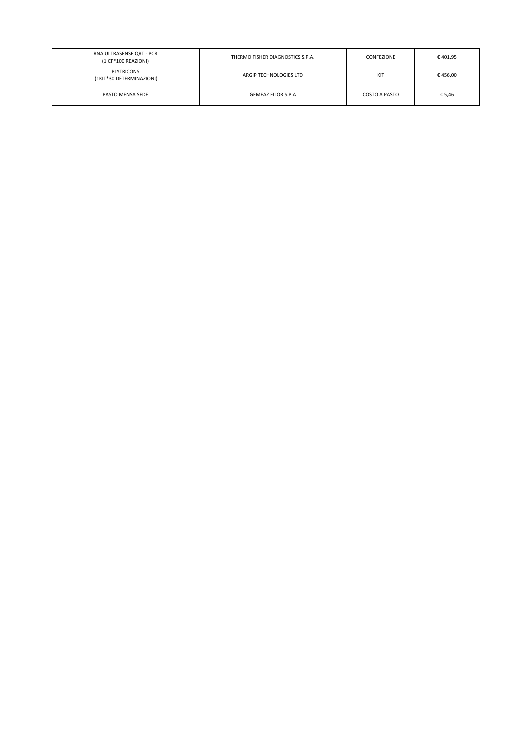| | | | |
|---|---|---|---|
| RNA ULTRASENSE QRT - PCR (1 CF*100 REAZIONI) | THERMO FISHER DIAGNOSTICS S.P.A. | CONFEZIONE | € 401,95 |
| PLYTRICONS (1KIT*30 DETERMINAZIONI) | ARGIP TECHNOLOGIES LTD | KIT | € 456,00 |
| PASTO MENSA SEDE | GEMEAZ ELIOR S.P.A | COSTO A PASTO | € 5,46 |